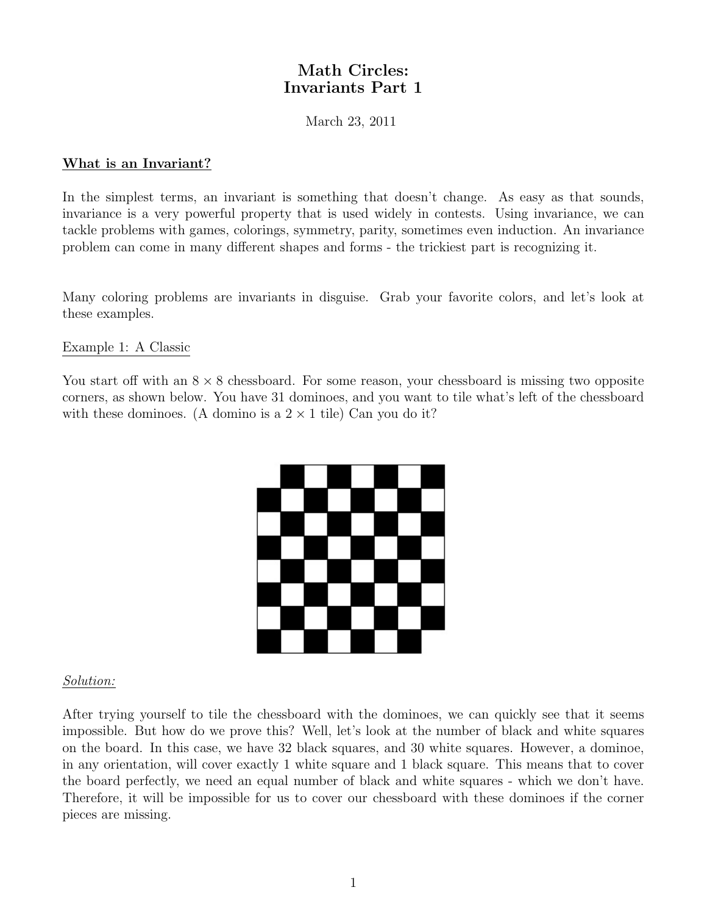# Math Circles:
# Invariants Part 1

March 23, 2011

**What is an Invariant?**

In the simplest terms, an invariant is something that doesn't change. As easy as that sounds, invariance is a very powerful property that is used widely in contests. Using invariance, we can tackle problems with games, colorings, symmetry, parity, sometimes even induction. An invariance problem can come in many different shapes and forms - the trickiest part is recognizing it.

Many coloring problems are invariants in disguise. Grab your favorite colors, and let's look at these examples.

Example 1: A Classic

You start off with an $8 \times 8$ chessboard. For some reason, your chessboard is missing two opposite corners, as shown below. You have 31 dominoes, and you want to tile what's left of the chessboard with these dominoes. (A domino is a $2 \times 1$ tile) Can you do it?

*Solution:*

After trying yourself to tile the chessboard with the dominoes, we can quickly see that it seems impossible. But how do we prove this? Well, let's look at the number of black and white squares on the board. In this case, we have 32 black squares, and 30 white squares. However, a dominoe, in any orientation, will cover exactly 1 white square and 1 black square. This means that to cover the board perfectly, we need an equal number of black and white squares - which we don't have. Therefore, it will be impossible for us to cover our chessboard with these dominoes if the corner pieces are missing.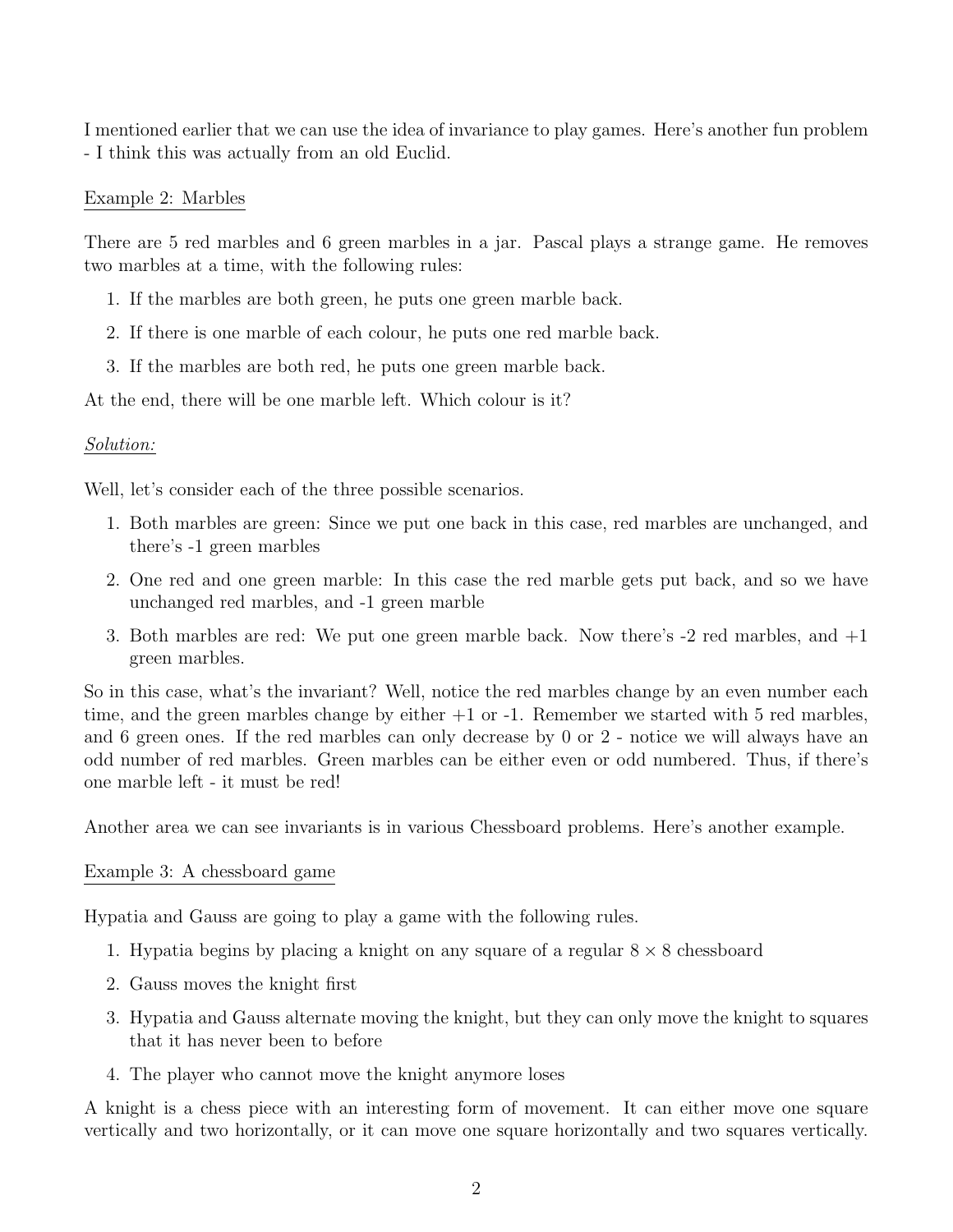I mentioned earlier that we can use the idea of invariance to play games. Here's another fun problem - I think this was actually from an old Euclid.

Example 2: Marbles

There are 5 red marbles and 6 green marbles in a jar. Pascal plays a strange game. He removes two marbles at a time, with the following rules:

1. If the marbles are both green, he puts one green marble back.
2. If there is one marble of each colour, he puts one red marble back.
3. If the marbles are both red, he puts one green marble back.

At the end, there will be one marble left. Which colour is it?

*Solution:*

Well, let's consider each of the three possible scenarios.

1. Both marbles are green: Since we put one back in this case, red marbles are unchanged, and there's -1 green marbles
2. One red and one green marble: In this case the red marble gets put back, and so we have unchanged red marbles, and -1 green marble
3. Both marbles are red: We put one green marble back. Now there's -2 red marbles, and +1 green marbles.

So in this case, what's the invariant? Well, notice the red marbles change by an even number each time, and the green marbles change by either +1 or -1. Remember we started with 5 red marbles, and 6 green ones. If the red marbles can only decrease by 0 or 2 - notice we will always have an odd number of red marbles. Green marbles can be either even or odd numbered. Thus, if there's one marble left - it must be red!

Another area we can see invariants is in various Chessboard problems. Here's another example.

Example 3: A chessboard game

Hypatia and Gauss are going to play a game with the following rules.

1. Hypatia begins by placing a knight on any square of a regular $8 \times 8$ chessboard
2. Gauss moves the knight first
3. Hypatia and Gauss alternate moving the knight, but they can only move the knight to squares that it has never been to before
4. The player who cannot move the knight anymore loses

A knight is a chess piece with an interesting form of movement. It can either move one square vertically and two horizontally, or it can move one square horizontally and two squares vertically.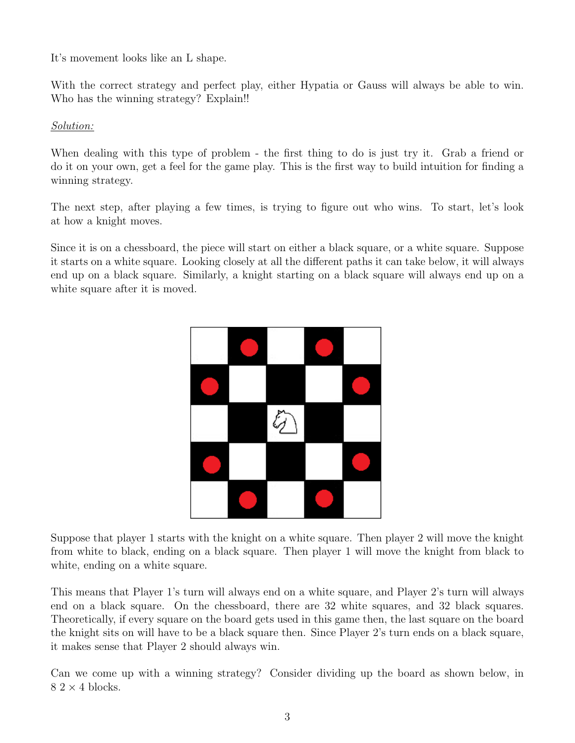It's movement looks like an L shape.

With the correct strategy and perfect play, either Hypatia or Gauss will always be able to win. Who has the winning strategy? Explain!!

*Solution:*

When dealing with this type of problem - the first thing to do is just try it. Grab a friend or do it on your own, get a feel for the game play. This is the first way to build intuition for finding a winning strategy.

The next step, after playing a few times, is trying to figure out who wins. To start, let's look at how a knight moves.

Since it is on a chessboard, the piece will start on either a black square, or a white square. Suppose it starts on a white square. Looking closely at all the different paths it can take below, it will always end up on a black square. Similarly, a knight starting on a black square will always end up on a white square after it is moved.

Suppose that player 1 starts with the knight on a white square. Then player 2 will move the knight from white to black, ending on a black square. Then player 1 will move the knight from black to white, ending on a white square.

This means that Player 1's turn will always end on a white square, and Player 2's turn will always end on a black square. On the chessboard, there are 32 white squares, and 32 black squares. Theoretically, if every square on the board gets used in this game then, the last square on the board the knight sits on will have to be a black square then. Since Player 2's turn ends on a black square, it makes sense that Player 2 should always win.

Can we come up with a winning strategy? Consider dividing up the board as shown below, in 8 $2 \times 4$ blocks.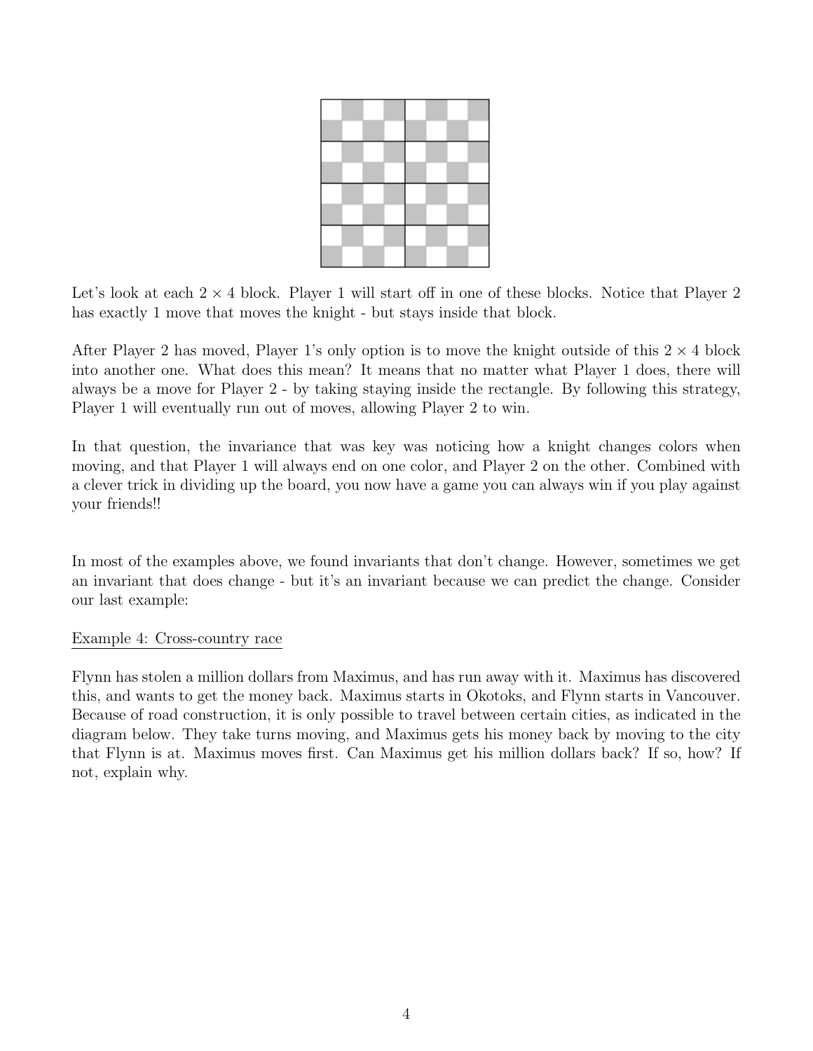Let's look at each $2 \times 4$ block. Player 1 will start off in one of these blocks. Notice that Player 2 has exactly 1 move that moves the knight - but stays inside that block.

After Player 2 has moved, Player 1's only option is to move the knight outside of this $2 \times 4$ block into another one. What does this mean? It means that no matter what Player 1 does, there will always be a move for Player 2 - by taking staying inside the rectangle. By following this strategy, Player 1 will eventually run out of moves, allowing Player 2 to win.

In that question, the invariance that was key was noticing how a knight changes colors when moving, and that Player 1 will always end on one color, and Player 2 on the other. Combined with a clever trick in dividing up the board, you now have a game you can always win if you play against your friends!!

In most of the examples above, we found invariants that don't change. However, sometimes we get an invariant that does change - but it's an invariant because we can predict the change. Consider our last example:

Example 4: Cross-country race

Flynn has stolen a million dollars from Maximus, and has run away with it. Maximus has discovered this, and wants to get the money back. Maximus starts in Okotoks, and Flynn starts in Vancouver. Because of road construction, it is only possible to travel between certain cities, as indicated in the diagram below. They take turns moving, and Maximus gets his money back by moving to the city that Flynn is at. Maximus moves first. Can Maximus get his million dollars back? If so, how? If not, explain why.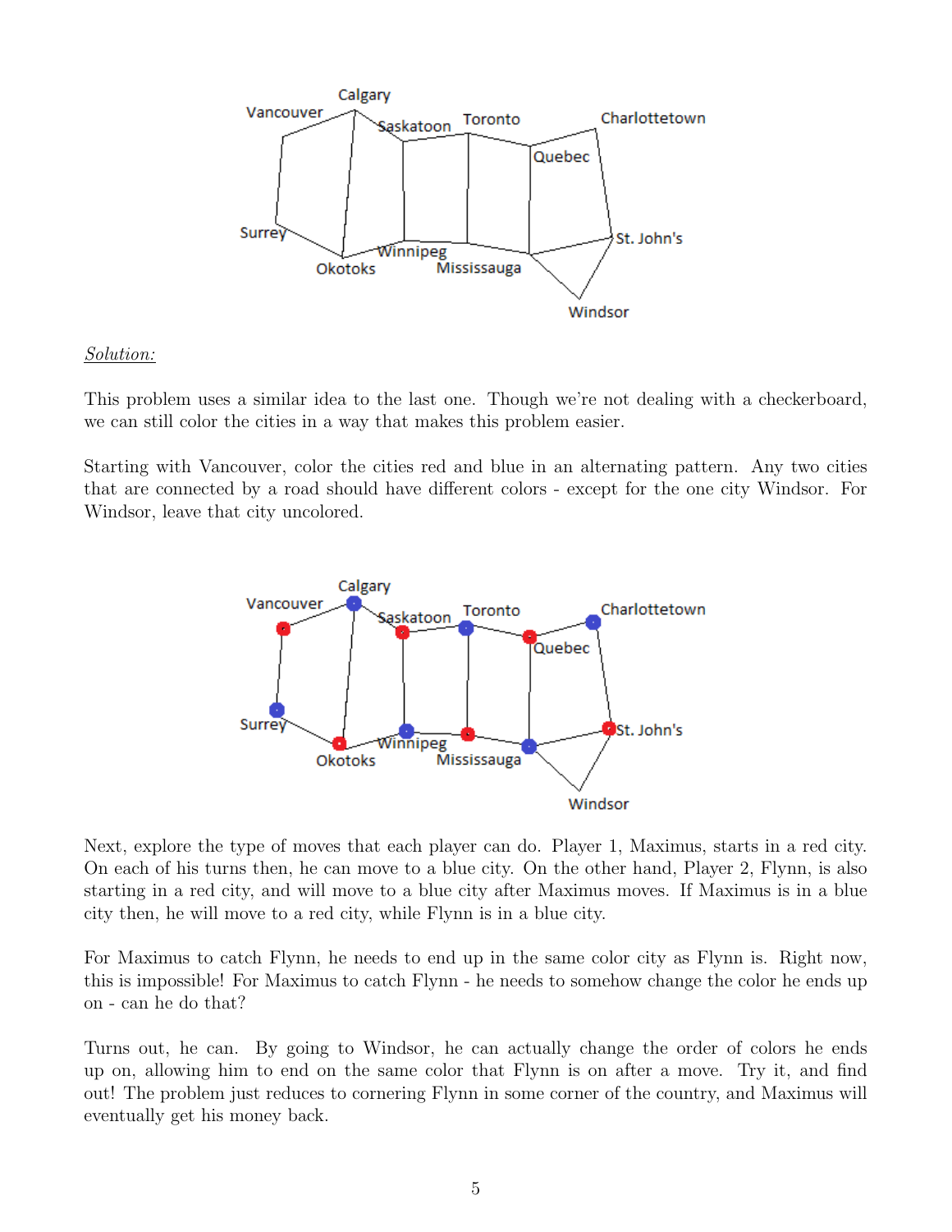*Solution:*

This problem uses a similar idea to the last one. Though we're not dealing with a checkerboard, we can still color the cities in a way that makes this problem easier.

Starting with Vancouver, color the cities red and blue in an alternating pattern. Any two cities that are connected by a road should have different colors - except for the one city Windsor. For Windsor, leave that city uncolored.

Next, explore the type of moves that each player can do. Player 1, Maximus, starts in a red city. On each of his turns then, he can move to a blue city. On the other hand, Player 2, Flynn, is also starting in a red city, and will move to a blue city after Maximus moves. If Maximus is in a blue city then, he will move to a red city, while Flynn is in a blue city.

For Maximus to catch Flynn, he needs to end up in the same color city as Flynn is. Right now, this is impossible! For Maximus to catch Flynn - he needs to somehow change the color he ends up on - can he do that?

Turns out, he can. By going to Windsor, he can actually change the order of colors he ends up on, allowing him to end on the same color that Flynn is on after a move. Try it, and find out! The problem just reduces to cornering Flynn in some corner of the country, and Maximus will eventually get his money back.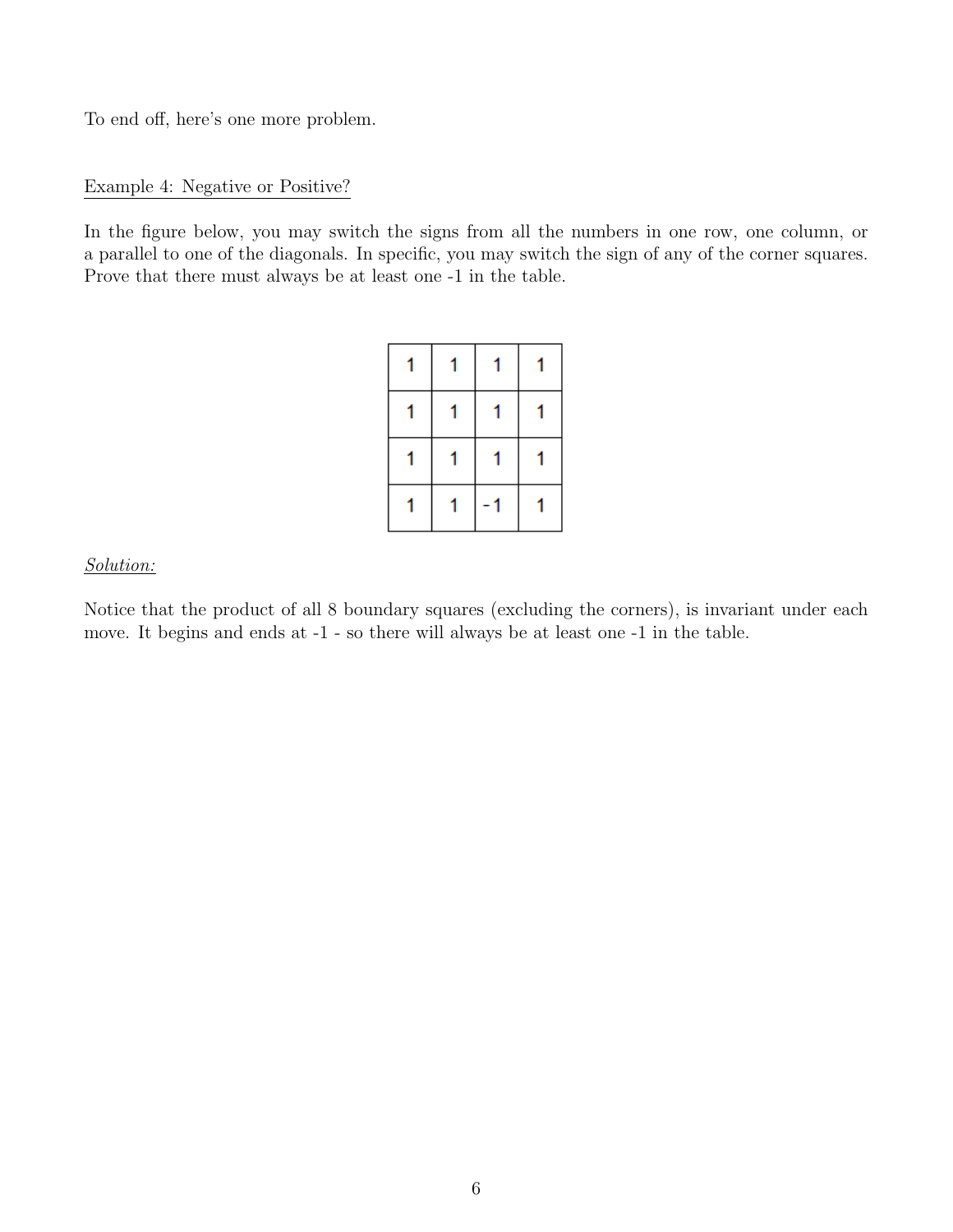To end off, here's one more problem.

Example 4: Negative or Positive?

In the figure below, you may switch the signs from all the numbers in one row, one column, or a parallel to one of the diagonals. In specific, you may switch the sign of any of the corner squares. Prove that there must always be at least one -1 in the table.

| 1 | 1 | 1 | 1 |
|---|---|---|---|
| 1 | 1 | 1 | 1 |
| 1 | 1 | 1 | 1 |
| 1 | 1 | -1 | 1 |

*Solution:*

Notice that the product of all 8 boundary squares (excluding the corners), is invariant under each move. It begins and ends at -1 - so there will always be at least one -1 in the table.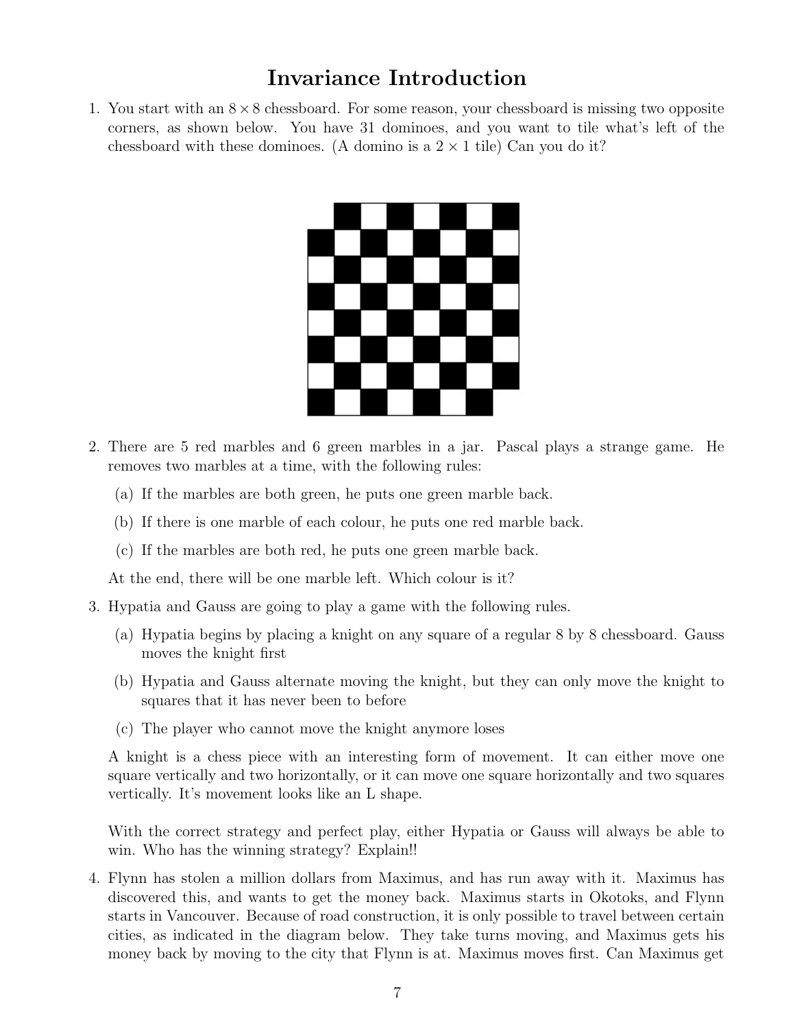# Invariance Introduction

1. You start with an $8 \times 8$ chessboard. For some reason, your chessboard is missing two opposite corners, as shown below. You have 31 dominoes, and you want to tile what's left of the chessboard with these dominoes. (A domino is a $2 \times 1$ tile) Can you do it?

2. There are 5 red marbles and 6 green marbles in a jar. Pascal plays a strange game. He removes two marbles at a time, with the following rules:

   (a) If the marbles are both green, he puts one green marble back.

   (b) If there is one marble of each colour, he puts one red marble back.

   (c) If the marbles are both red, he puts one green marble back.

   At the end, there will be one marble left. Which colour is it?

3. Hypatia and Gauss are going to play a game with the following rules.

   (a) Hypatia begins by placing a knight on any square of a regular 8 by 8 chessboard. Gauss moves the knight first

   (b) Hypatia and Gauss alternate moving the knight, but they can only move the knight to squares that it has never been to before

   (c) The player who cannot move the knight anymore loses

   A knight is a chess piece with an interesting form of movement. It can either move one square vertically and two horizontally, or it can move one square horizontally and two squares vertically. It's movement looks like an L shape.

   With the correct strategy and perfect play, either Hypatia or Gauss will always be able to win. Who has the winning strategy? Explain!!

4. Flynn has stolen a million dollars from Maximus, and has run away with it. Maximus has discovered this, and wants to get the money back. Maximus starts in Okotoks, and Flynn starts in Vancouver. Because of road construction, it is only possible to travel between certain cities, as indicated in the diagram below. They take turns moving, and Maximus gets his money back by moving to the city that Flynn is at. Maximus moves first. Can Maximus get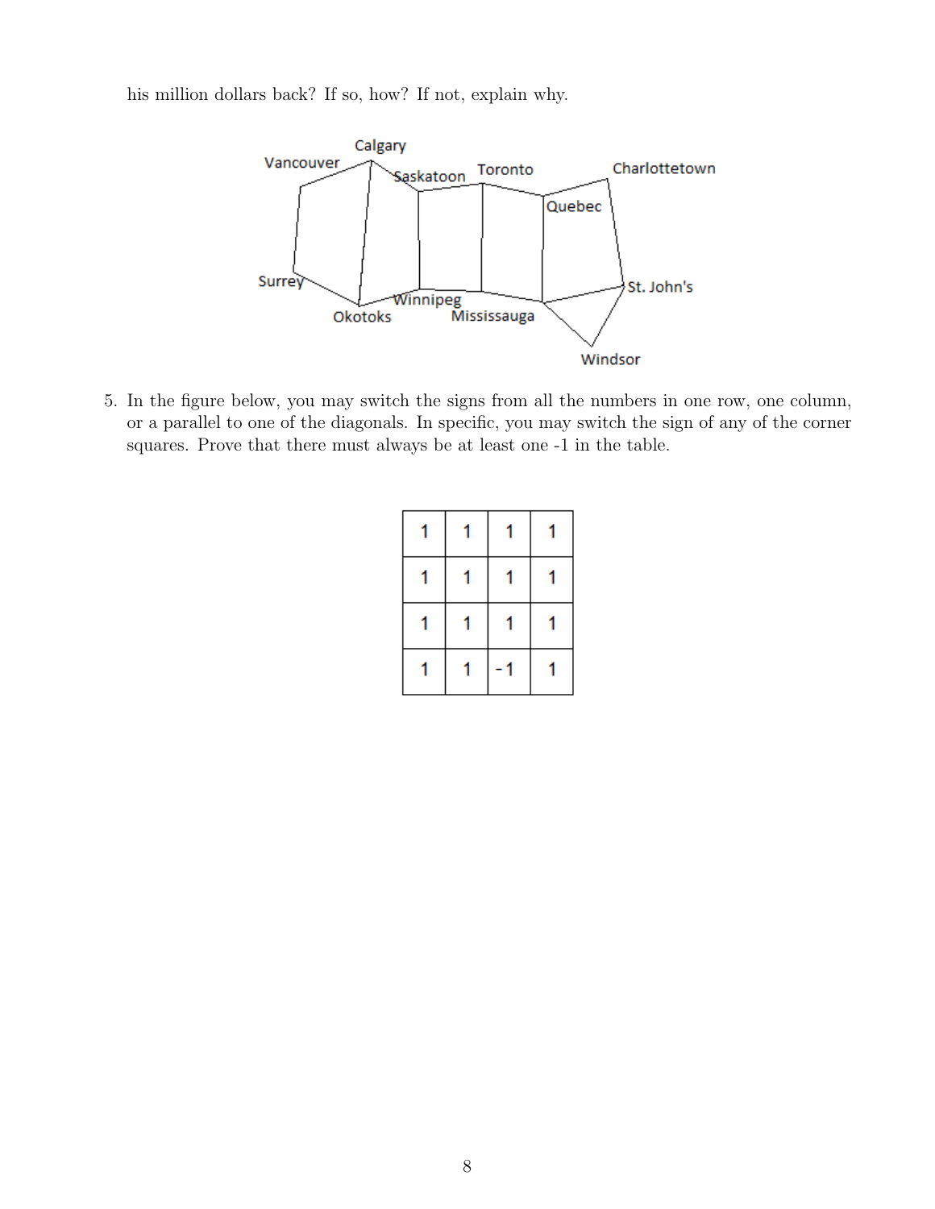his million dollars back? If so, how? If not, explain why.

5. In the figure below, you may switch the signs from all the numbers in one row, one column, or a parallel to one of the diagonals. In specific, you may switch the sign of any of the corner squares. Prove that there must always be at least one -1 in the table.

| | | | |
|---|---|---|---|
| 1 | 1 | 1 | 1 |
| 1 | 1 | 1 | 1 |
| 1 | 1 | 1 | 1 |
| 1 | 1 | -1 | 1 |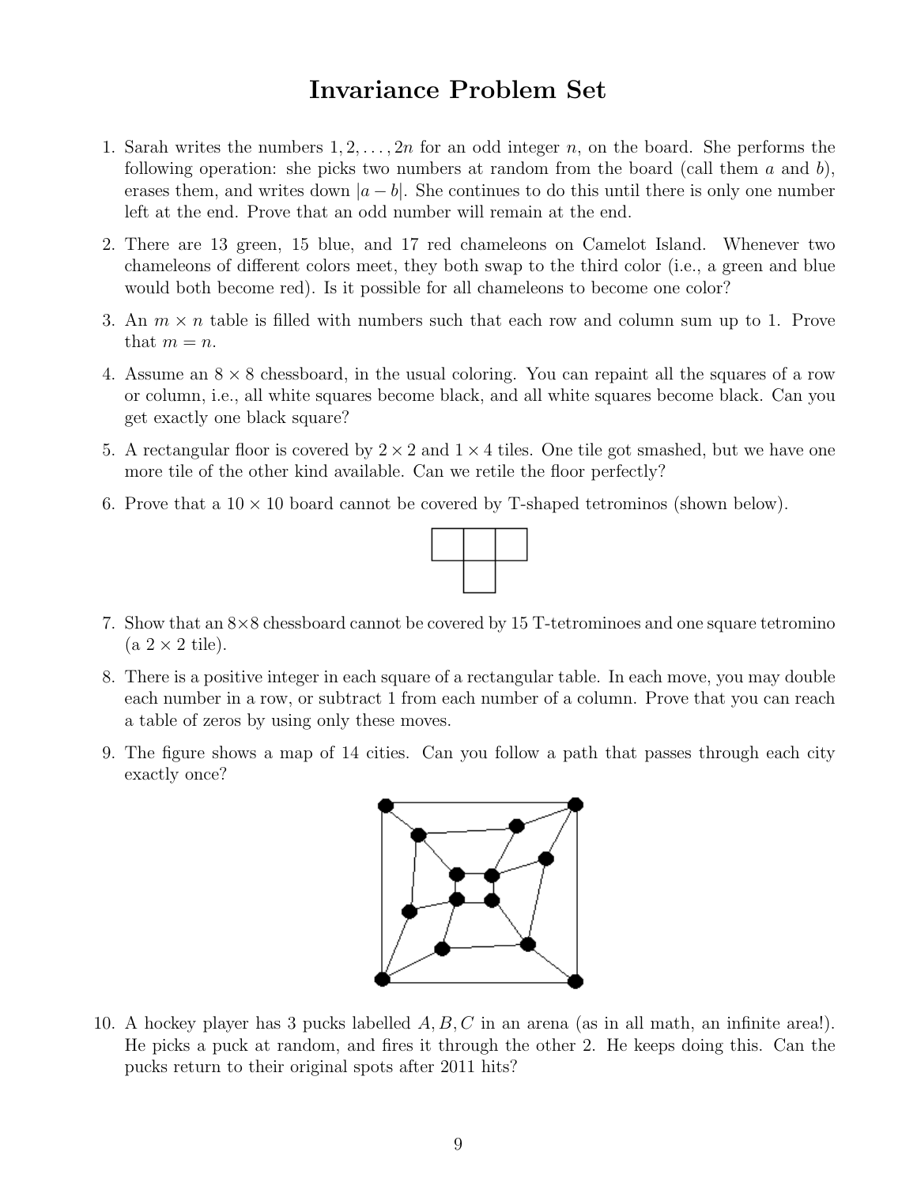# Invariance Problem Set

1. Sarah writes the numbers $1, 2, \ldots, 2n$ for an odd integer $n$, on the board. She performs the following operation: she picks two numbers at random from the board (call them $a$ and $b$), erases them, and writes down $|a - b|$. She continues to do this until there is only one number left at the end. Prove that an odd number will remain at the end.

2. There are 13 green, 15 blue, and 17 red chameleons on Camelot Island. Whenever two chameleons of different colors meet, they both swap to the third color (i.e., a green and blue would both become red). Is it possible for all chameleons to become one color?

3. An $m \times n$ table is filled with numbers such that each row and column sum up to 1. Prove that $m = n$.

4. Assume an $8 \times 8$ chessboard, in the usual coloring. You can repaint all the squares of a row or column, i.e., all white squares become black, and all white squares become black. Can you get exactly one black square?

5. A rectangular floor is covered by $2 \times 2$ and $1 \times 4$ tiles. One tile got smashed, but we have one more tile of the other kind available. Can we retile the floor perfectly?

6. Prove that a $10 \times 10$ board cannot be covered by T-shaped tetrominos (shown below).

7. Show that an $8 \times 8$ chessboard cannot be covered by 15 T-tetrominoes and one square tetromino (a $2 \times 2$ tile).

8. There is a positive integer in each square of a rectangular table. In each move, you may double each number in a row, or subtract 1 from each number of a column. Prove that you can reach a table of zeros by using only these moves.

9. The figure shows a map of 14 cities. Can you follow a path that passes through each city exactly once?

10. A hockey player has 3 pucks labelled $A, B, C$ in an arena (as in all math, an infinite area!). He picks a puck at random, and fires it through the other 2. He keeps doing this. Can the pucks return to their original spots after 2011 hits?